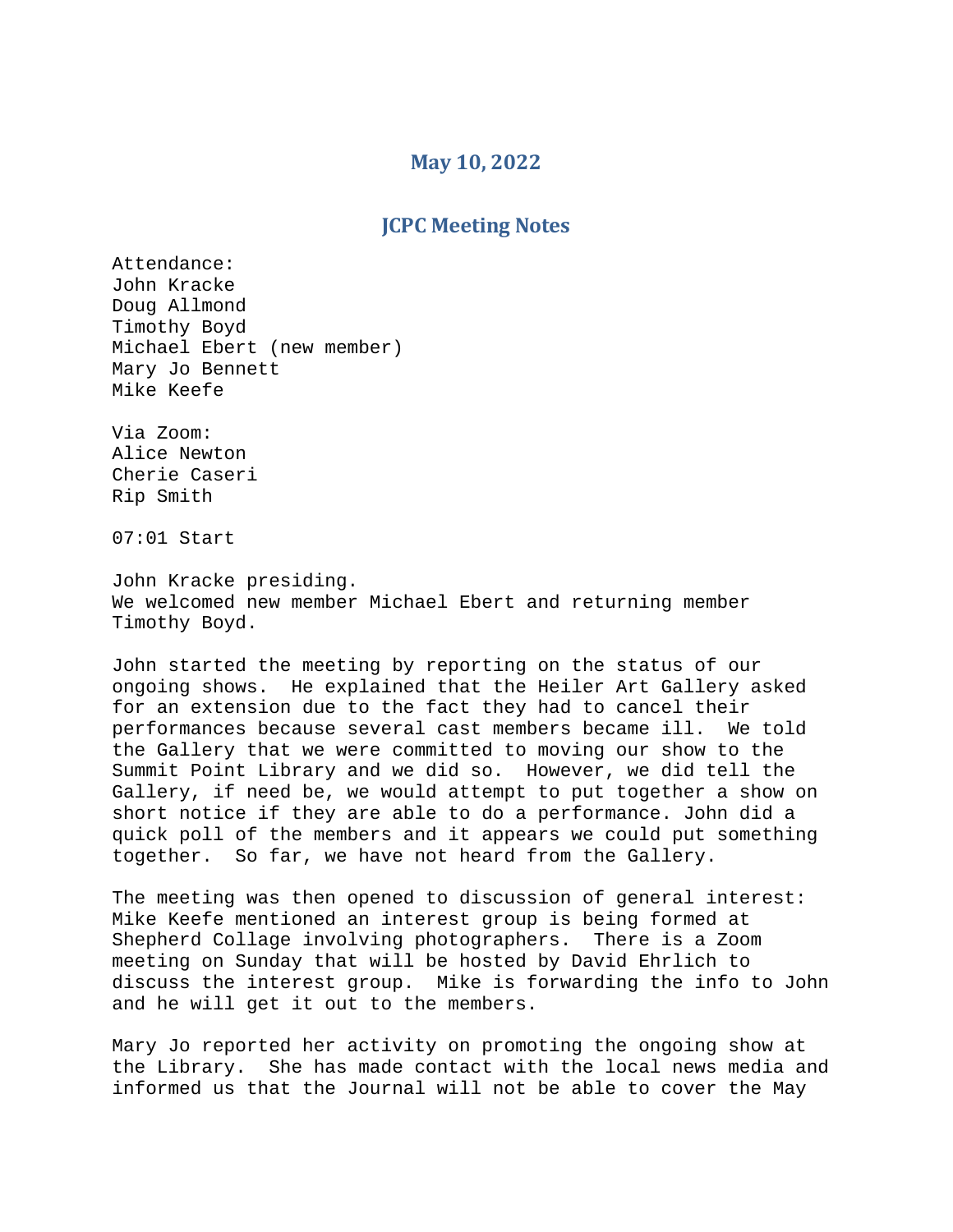## May 10, 2022

## JCPC Meeting Notes

Attendance:
John Kracke
Doug Allmond
Timothy Boyd
Michael Ebert (new member)
Mary Jo Bennett
Mike Keefe

Via Zoom:
Alice Newton
Cherie Caseri
Rip Smith

07:01 Start

John Kracke presiding.
We welcomed new member Michael Ebert and returning member Timothy Boyd.

John started the meeting by reporting on the status of our ongoing shows. He explained that the Heiler Art Gallery asked for an extension due to the fact they had to cancel their performances because several cast members became ill. We told the Gallery that we were committed to moving our show to the Summit Point Library and we did so. However, we did tell the Gallery, if need be, we would attempt to put together a show on short notice if they are able to do a performance. John did a quick poll of the members and it appears we could put something together. So far, we have not heard from the Gallery.

The meeting was then opened to discussion of general interest: Mike Keefe mentioned an interest group is being formed at Shepherd Collage involving photographers. There is a Zoom meeting on Sunday that will be hosted by David Ehrlich to discuss the interest group. Mike is forwarding the info to John and he will get it out to the members.

Mary Jo reported her activity on promoting the ongoing show at the Library. She has made contact with the local news media and informed us that the Journal will not be able to cover the May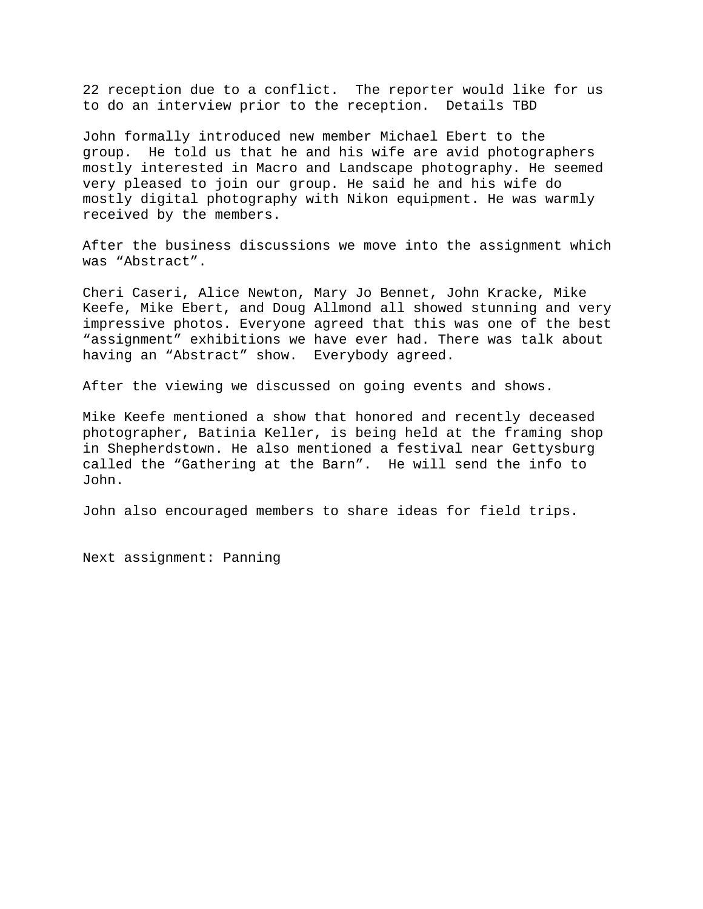22 reception due to a conflict. The reporter would like for us to do an interview prior to the reception. Details TBD

John formally introduced new member Michael Ebert to the group. He told us that he and his wife are avid photographers mostly interested in Macro and Landscape photography. He seemed very pleased to join our group. He said he and his wife do mostly digital photography with Nikon equipment. He was warmly received by the members.

After the business discussions we move into the assignment which was “Abstract”.

Cheri Caseri, Alice Newton, Mary Jo Bennet, John Kracke, Mike Keefe, Mike Ebert, and Doug Allmond all showed stunning and very impressive photos. Everyone agreed that this was one of the best “assignment” exhibitions we have ever had. There was talk about having an “Abstract” show. Everybody agreed.

After the viewing we discussed on going events and shows.

Mike Keefe mentioned a show that honored and recently deceased photographer, Batinia Keller, is being held at the framing shop in Shepherdstown. He also mentioned a festival near Gettysburg called the “Gathering at the Barn”. He will send the info to John.

John also encouraged members to share ideas for field trips.

Next assignment: Panning